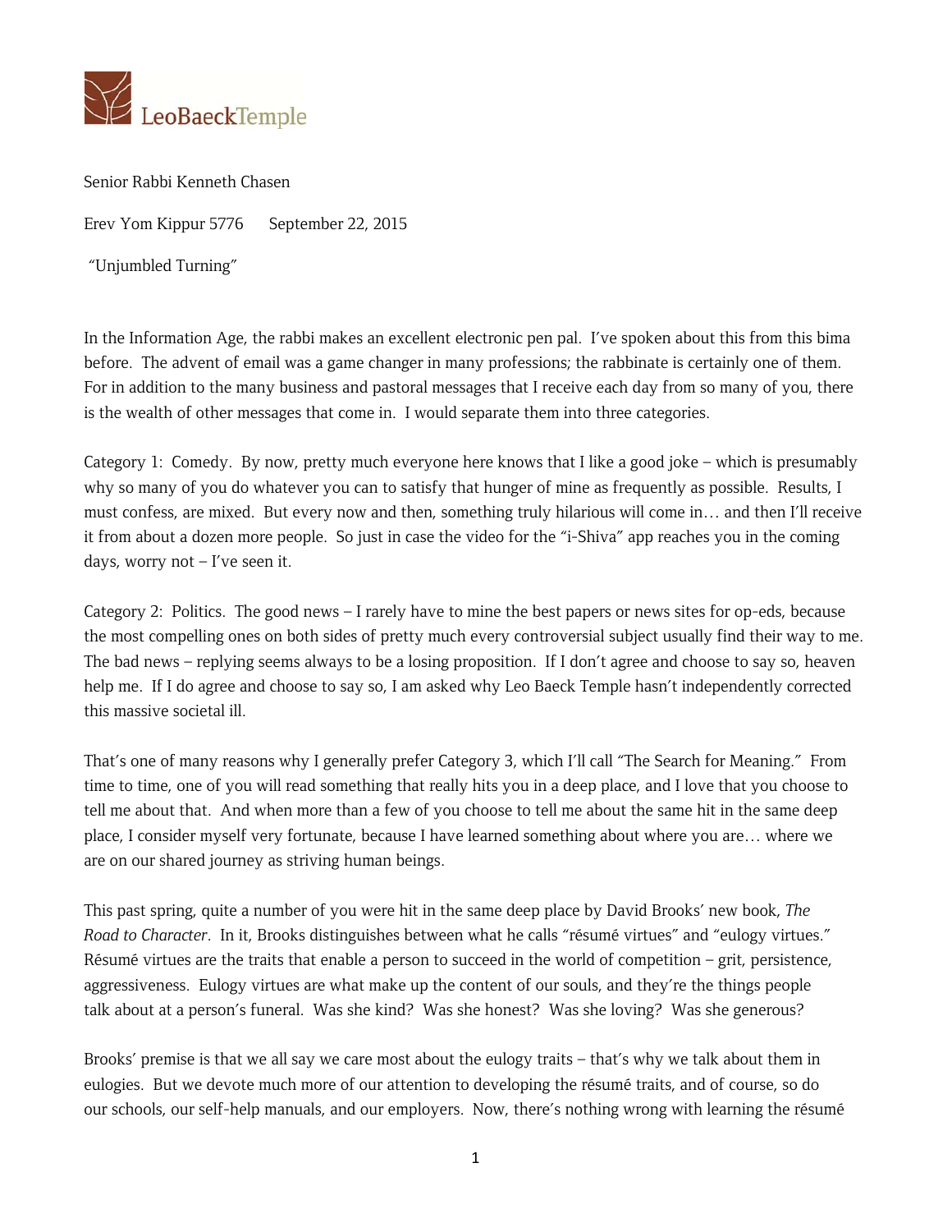LeoBaeckTemple

Senior Rabbi Kenneth Chasen

Erev Yom Kippur 5776  September 22, 2015

"Unjumbled Turning"

In the Information Age, the rabbi makes an excellent electronic pen pal. I've spoken about this from this bima before. The advent of email was a game changer in many professions; the rabbinate is certainly one of them. For in addition to the many business and pastoral messages that I receive each day from so many of you, there is the wealth of other messages that come in. I would separate them into three categories.

Category 1: Comedy. By now, pretty much everyone here knows that I like a good joke – which is presumably why so many of you do whatever you can to satisfy that hunger of mine as frequently as possible. Results, I must confess, are mixed. But every now and then, something truly hilarious will come in… and then I'll receive it from about a dozen more people. So just in case the video for the "i-Shiva" app reaches you in the coming days, worry not – I've seen it.

Category 2: Politics. The good news – I rarely have to mine the best papers or news sites for op-eds, because the most compelling ones on both sides of pretty much every controversial subject usually find their way to me. The bad news – replying seems always to be a losing proposition. If I don't agree and choose to say so, heaven help me. If I do agree and choose to say so, I am asked why Leo Baeck Temple hasn't independently corrected this massive societal ill.

That's one of many reasons why I generally prefer Category 3, which I'll call "The Search for Meaning." From time to time, one of you will read something that really hits you in a deep place, and I love that you choose to tell me about that. And when more than a few of you choose to tell me about the same hit in the same deep place, I consider myself very fortunate, because I have learned something about where you are… where we are on our shared journey as striving human beings.

This past spring, quite a number of you were hit in the same deep place by David Brooks' new book, *The Road to Character*. In it, Brooks distinguishes between what he calls "résumé virtues" and "eulogy virtues." Résumé virtues are the traits that enable a person to succeed in the world of competition – grit, persistence, aggressiveness. Eulogy virtues are what make up the content of our souls, and they're the things people talk about at a person's funeral. Was she kind? Was she honest? Was she loving? Was she generous?

Brooks' premise is that we all say we care most about the eulogy traits – that's why we talk about them in eulogies. But we devote much more of our attention to developing the résumé traits, and of course, so do our schools, our self-help manuals, and our employers. Now, there's nothing wrong with learning the résumé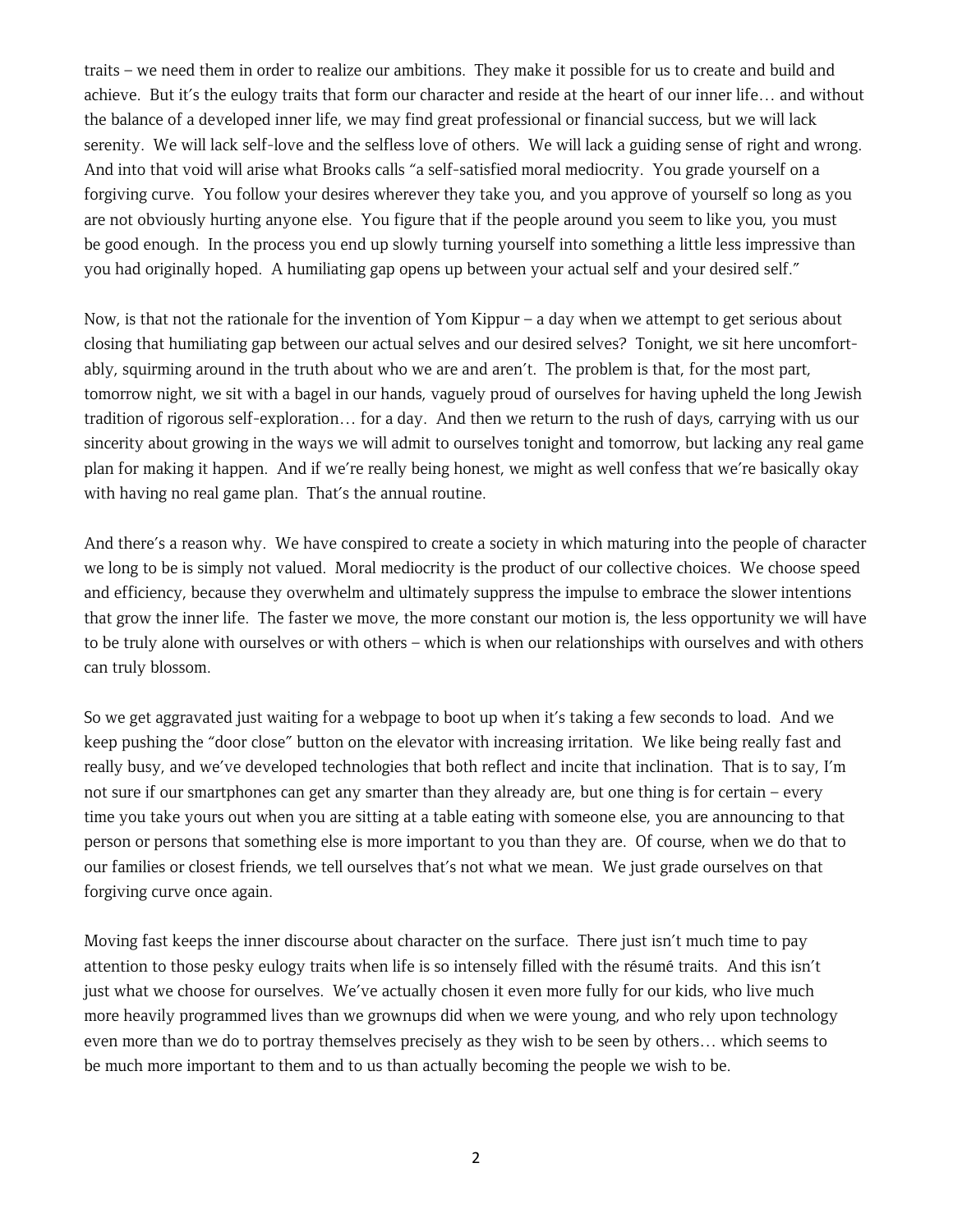traits – we need them in order to realize our ambitions. They make it possible for us to create and build and achieve. But it's the eulogy traits that form our character and reside at the heart of our inner life… and without the balance of a developed inner life, we may find great professional or financial success, but we will lack serenity. We will lack self-love and the selfless love of others. We will lack a guiding sense of right and wrong. And into that void will arise what Brooks calls "a self-satisfied moral mediocrity. You grade yourself on a forgiving curve. You follow your desires wherever they take you, and you approve of yourself so long as you are not obviously hurting anyone else. You figure that if the people around you seem to like you, you must be good enough. In the process you end up slowly turning yourself into something a little less impressive than you had originally hoped. A humiliating gap opens up between your actual self and your desired self."

Now, is that not the rationale for the invention of Yom Kippur – a day when we attempt to get serious about closing that humiliating gap between our actual selves and our desired selves? Tonight, we sit here uncomfortably, squirming around in the truth about who we are and aren't. The problem is that, for the most part, tomorrow night, we sit with a bagel in our hands, vaguely proud of ourselves for having upheld the long Jewish tradition of rigorous self-exploration… for a day. And then we return to the rush of days, carrying with us our sincerity about growing in the ways we will admit to ourselves tonight and tomorrow, but lacking any real game plan for making it happen. And if we're really being honest, we might as well confess that we're basically okay with having no real game plan. That's the annual routine.

And there's a reason why. We have conspired to create a society in which maturing into the people of character we long to be is simply not valued. Moral mediocrity is the product of our collective choices. We choose speed and efficiency, because they overwhelm and ultimately suppress the impulse to embrace the slower intentions that grow the inner life. The faster we move, the more constant our motion is, the less opportunity we will have to be truly alone with ourselves or with others – which is when our relationships with ourselves and with others can truly blossom.

So we get aggravated just waiting for a webpage to boot up when it's taking a few seconds to load. And we keep pushing the "door close" button on the elevator with increasing irritation. We like being really fast and really busy, and we've developed technologies that both reflect and incite that inclination. That is to say, I'm not sure if our smartphones can get any smarter than they already are, but one thing is for certain – every time you take yours out when you are sitting at a table eating with someone else, you are announcing to that person or persons that something else is more important to you than they are. Of course, when we do that to our families or closest friends, we tell ourselves that's not what we mean. We just grade ourselves on that forgiving curve once again.

Moving fast keeps the inner discourse about character on the surface. There just isn't much time to pay attention to those pesky eulogy traits when life is so intensely filled with the résumé traits. And this isn't just what we choose for ourselves. We've actually chosen it even more fully for our kids, who live much more heavily programmed lives than we grownups did when we were young, and who rely upon technology even more than we do to portray themselves precisely as they wish to be seen by others… which seems to be much more important to them and to us than actually becoming the people we wish to be.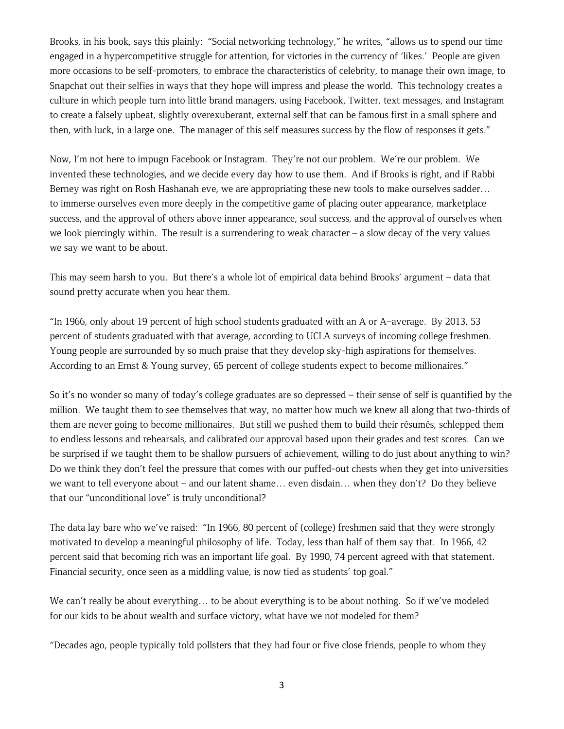Brooks, in his book, says this plainly: "Social networking technology," he writes, "allows us to spend our time engaged in a hypercompetitive struggle for attention, for victories in the currency of 'likes.' People are given more occasions to be self-promoters, to embrace the characteristics of celebrity, to manage their own image, to Snapchat out their selfies in ways that they hope will impress and please the world. This technology creates a culture in which people turn into little brand managers, using Facebook, Twitter, text messages, and Instagram to create a falsely upbeat, slightly overexuberant, external self that can be famous first in a small sphere and then, with luck, in a large one. The manager of this self measures success by the flow of responses it gets."

Now, I'm not here to impugn Facebook or Instagram. They're not our problem. We're our problem. We invented these technologies, and we decide every day how to use them. And if Brooks is right, and if Rabbi Berney was right on Rosh Hashanah eve, we are appropriating these new tools to make ourselves sadder… to immerse ourselves even more deeply in the competitive game of placing outer appearance, marketplace success, and the approval of others above inner appearance, soul success, and the approval of ourselves when we look piercingly within. The result is a surrendering to weak character – a slow decay of the very values we say we want to be about.

This may seem harsh to you. But there's a whole lot of empirical data behind Brooks' argument – data that sound pretty accurate when you hear them.

"In 1966, only about 19 percent of high school students graduated with an A or A–average. By 2013, 53 percent of students graduated with that average, according to UCLA surveys of incoming college freshmen. Young people are surrounded by so much praise that they develop sky-high aspirations for themselves. According to an Ernst & Young survey, 65 percent of college students expect to become millionaires."

So it's no wonder so many of today's college graduates are so depressed – their sense of self is quantified by the million. We taught them to see themselves that way, no matter how much we knew all along that two-thirds of them are never going to become millionaires. But still we pushed them to build their résumés, schlepped them to endless lessons and rehearsals, and calibrated our approval based upon their grades and test scores. Can we be surprised if we taught them to be shallow pursuers of achievement, willing to do just about anything to win? Do we think they don't feel the pressure that comes with our puffed-out chests when they get into universities we want to tell everyone about – and our latent shame… even disdain… when they don't? Do they believe that our "unconditional love" is truly unconditional?

The data lay bare who we've raised: "In 1966, 80 percent of (college) freshmen said that they were strongly motivated to develop a meaningful philosophy of life. Today, less than half of them say that. In 1966, 42 percent said that becoming rich was an important life goal. By 1990, 74 percent agreed with that statement. Financial security, once seen as a middling value, is now tied as students' top goal."

We can't really be about everything… to be about everything is to be about nothing. So if we've modeled for our kids to be about wealth and surface victory, what have we not modeled for them?

"Decades ago, people typically told pollsters that they had four or five close friends, people to whom they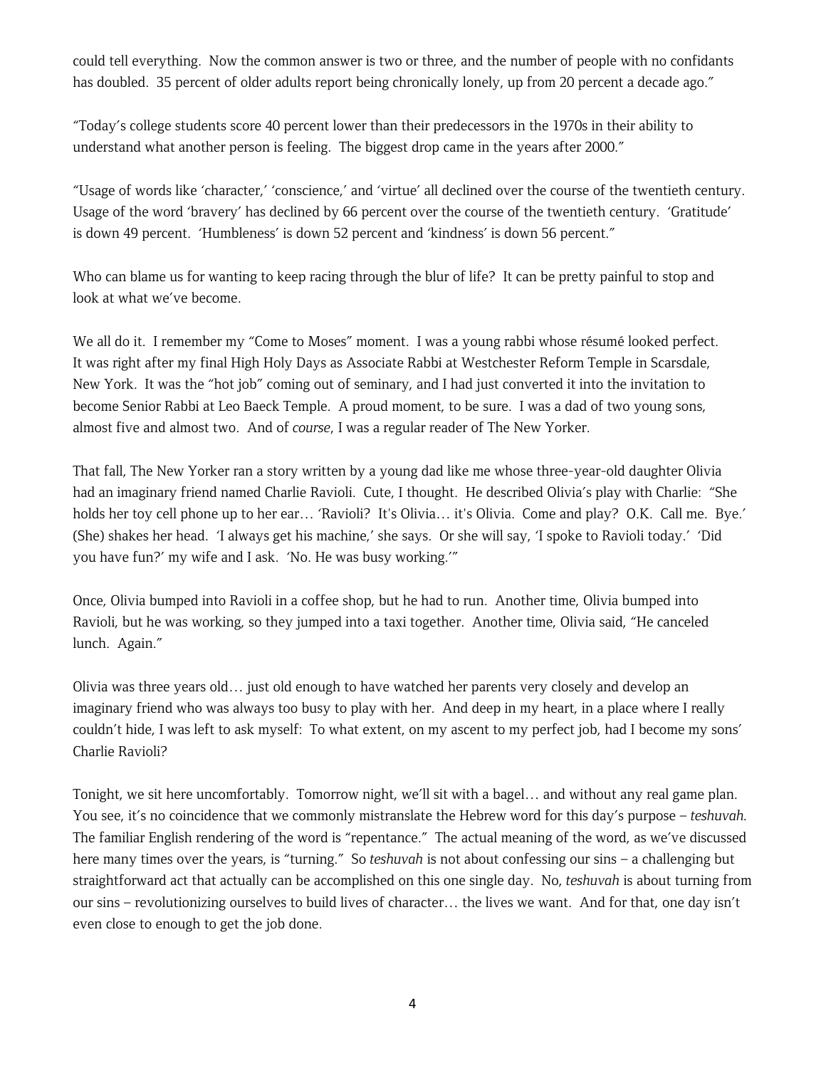could tell everything. Now the common answer is two or three, and the number of people with no confidants has doubled. 35 percent of older adults report being chronically lonely, up from 20 percent a decade ago."

"Today's college students score 40 percent lower than their predecessors in the 1970s in their ability to understand what another person is feeling. The biggest drop came in the years after 2000."

"Usage of words like 'character,' 'conscience,' and 'virtue' all declined over the course of the twentieth century. Usage of the word 'bravery' has declined by 66 percent over the course of the twentieth century. 'Gratitude' is down 49 percent. 'Humbleness' is down 52 percent and 'kindness' is down 56 percent."

Who can blame us for wanting to keep racing through the blur of life? It can be pretty painful to stop and look at what we've become.

We all do it. I remember my "Come to Moses" moment. I was a young rabbi whose résumé looked perfect. It was right after my final High Holy Days as Associate Rabbi at Westchester Reform Temple in Scarsdale, New York. It was the "hot job" coming out of seminary, and I had just converted it into the invitation to become Senior Rabbi at Leo Baeck Temple. A proud moment, to be sure. I was a dad of two young sons, almost five and almost two. And of *course*, I was a regular reader of The New Yorker.

That fall, The New Yorker ran a story written by a young dad like me whose three-year-old daughter Olivia had an imaginary friend named Charlie Ravioli. Cute, I thought. He described Olivia's play with Charlie: "She holds her toy cell phone up to her ear… 'Ravioli? It's Olivia… it's Olivia. Come and play? O.K. Call me. Bye.' (She) shakes her head. 'I always get his machine,' she says. Or she will say, 'I spoke to Ravioli today.' 'Did you have fun?' my wife and I ask. 'No. He was busy working.'"

Once, Olivia bumped into Ravioli in a coffee shop, but he had to run. Another time, Olivia bumped into Ravioli, but he was working, so they jumped into a taxi together. Another time, Olivia said, "He canceled lunch. Again."

Olivia was three years old… just old enough to have watched her parents very closely and develop an imaginary friend who was always too busy to play with her. And deep in my heart, in a place where I really couldn't hide, I was left to ask myself: To what extent, on my ascent to my perfect job, had I become my sons' Charlie Ravioli?

Tonight, we sit here uncomfortably. Tomorrow night, we'll sit with a bagel… and without any real game plan. You see, it's no coincidence that we commonly mistranslate the Hebrew word for this day's purpose – *teshuvah*. The familiar English rendering of the word is "repentance." The actual meaning of the word, as we've discussed here many times over the years, is "turning." So *teshuvah* is not about confessing our sins – a challenging but straightforward act that actually can be accomplished on this one single day. No, *teshuvah* is about turning from our sins – revolutionizing ourselves to build lives of character… the lives we want. And for that, one day isn't even close to enough to get the job done.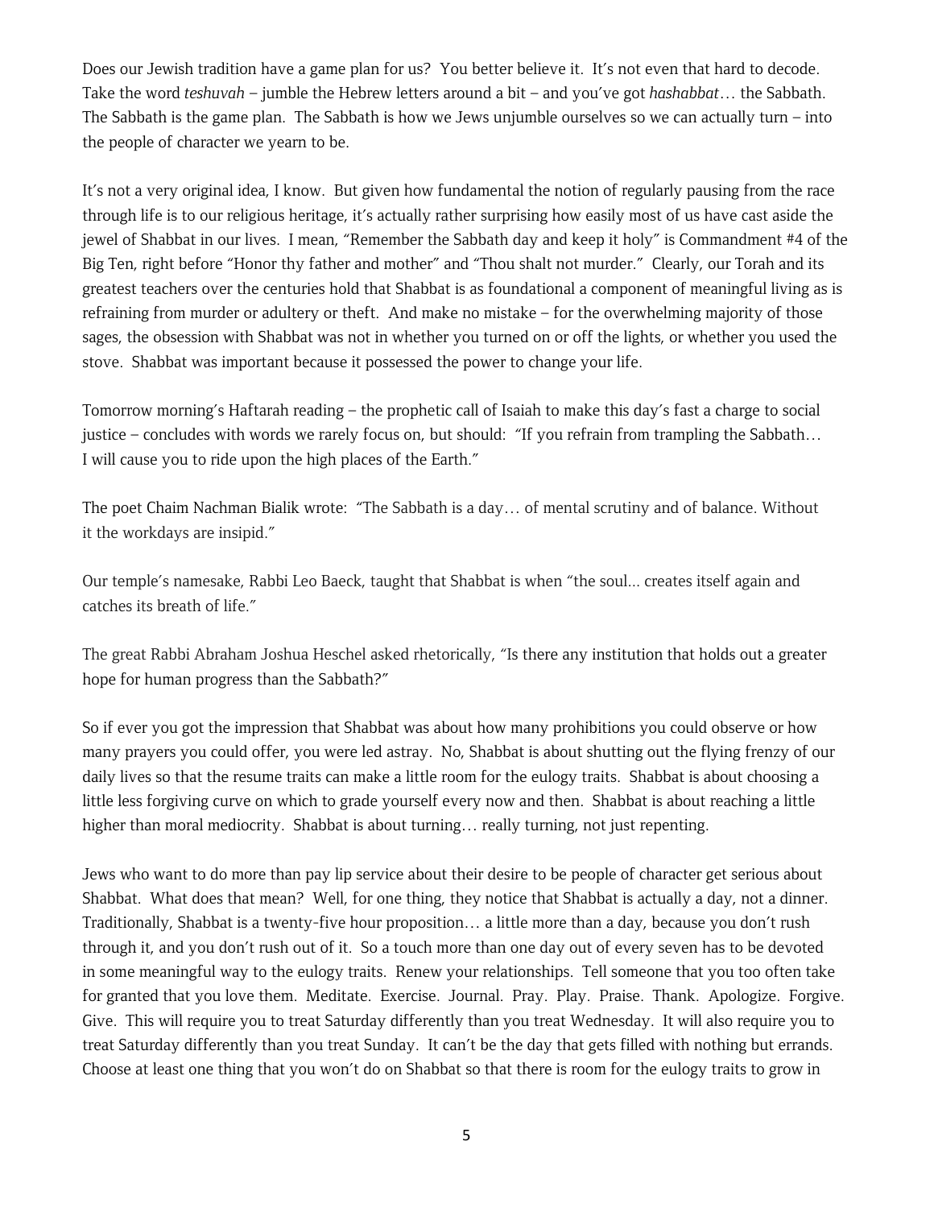Does our Jewish tradition have a game plan for us? You better believe it. It's not even that hard to decode. Take the word *teshuvah* – jumble the Hebrew letters around a bit – and you've got *hashabbat*… the Sabbath. The Sabbath is the game plan. The Sabbath is how we Jews unjumble ourselves so we can actually turn – into the people of character we yearn to be.

It's not a very original idea, I know. But given how fundamental the notion of regularly pausing from the race through life is to our religious heritage, it's actually rather surprising how easily most of us have cast aside the jewel of Shabbat in our lives. I mean, "Remember the Sabbath day and keep it holy" is Commandment #4 of the Big Ten, right before "Honor thy father and mother" and "Thou shalt not murder." Clearly, our Torah and its greatest teachers over the centuries hold that Shabbat is as foundational a component of meaningful living as is refraining from murder or adultery or theft. And make no mistake – for the overwhelming majority of those sages, the obsession with Shabbat was not in whether you turned on or off the lights, or whether you used the stove. Shabbat was important because it possessed the power to change your life.

Tomorrow morning's Haftarah reading – the prophetic call of Isaiah to make this day's fast a charge to social justice – concludes with words we rarely focus on, but should: "If you refrain from trampling the Sabbath… I will cause you to ride upon the high places of the Earth."

The poet Chaim Nachman Bialik wrote: "The Sabbath is a day… of mental scrutiny and of balance. Without it the workdays are insipid."

Our temple's namesake, Rabbi Leo Baeck, taught that Shabbat is when "the soul... creates itself again and catches its breath of life."

The great Rabbi Abraham Joshua Heschel asked rhetorically, "Is there any institution that holds out a greater hope for human progress than the Sabbath?"

So if ever you got the impression that Shabbat was about how many prohibitions you could observe or how many prayers you could offer, you were led astray. No, Shabbat is about shutting out the flying frenzy of our daily lives so that the resume traits can make a little room for the eulogy traits. Shabbat is about choosing a little less forgiving curve on which to grade yourself every now and then. Shabbat is about reaching a little higher than moral mediocrity. Shabbat is about turning… really turning, not just repenting.

Jews who want to do more than pay lip service about their desire to be people of character get serious about Shabbat. What does that mean? Well, for one thing, they notice that Shabbat is actually a day, not a dinner. Traditionally, Shabbat is a twenty-five hour proposition… a little more than a day, because you don't rush through it, and you don't rush out of it. So a touch more than one day out of every seven has to be devoted in some meaningful way to the eulogy traits. Renew your relationships. Tell someone that you too often take for granted that you love them. Meditate. Exercise. Journal. Pray. Play. Praise. Thank. Apologize. Forgive. Give. This will require you to treat Saturday differently than you treat Wednesday. It will also require you to treat Saturday differently than you treat Sunday. It can't be the day that gets filled with nothing but errands. Choose at least one thing that you won't do on Shabbat so that there is room for the eulogy traits to grow in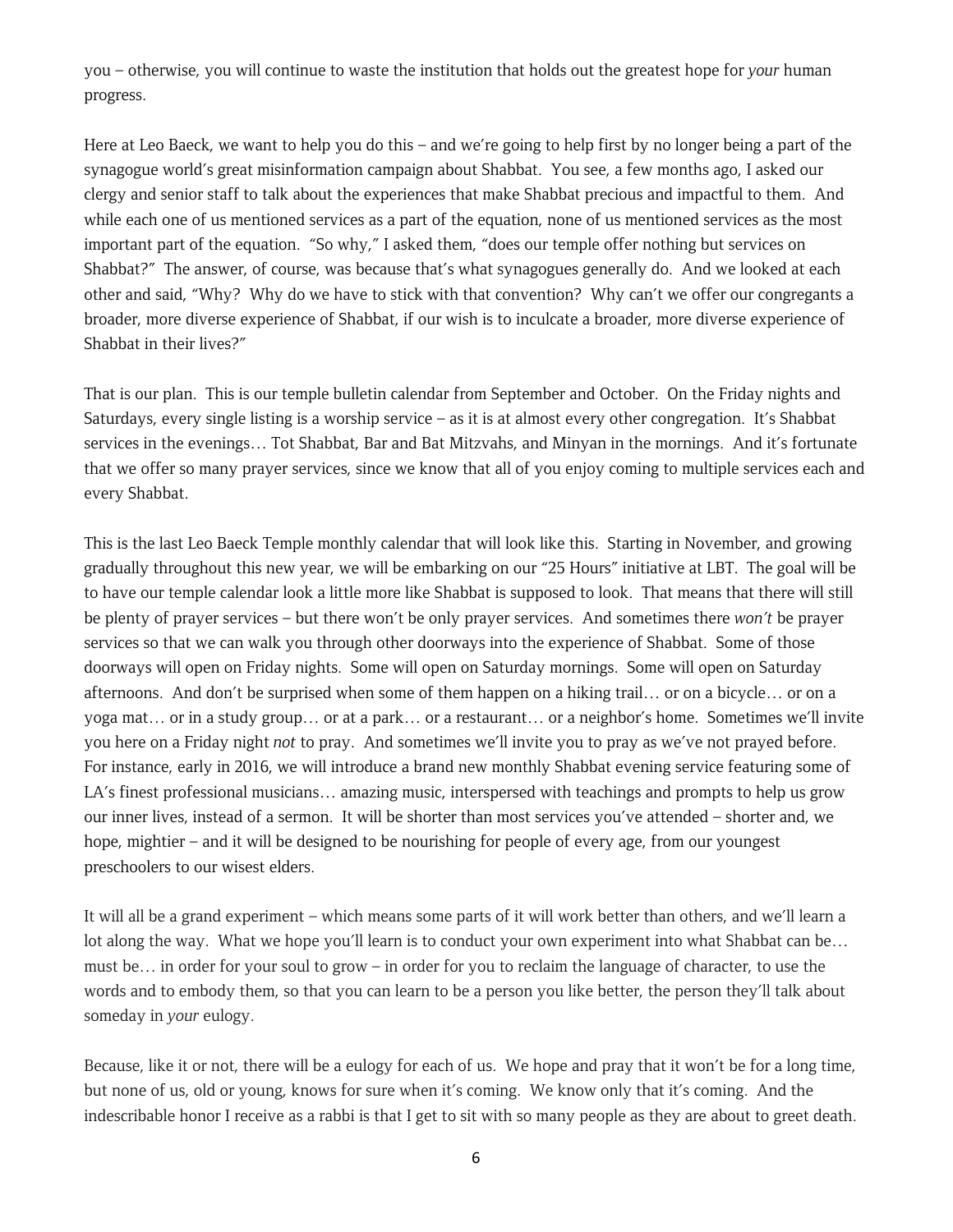you – otherwise, you will continue to waste the institution that holds out the greatest hope for *your* human progress.

Here at Leo Baeck, we want to help you do this – and we're going to help first by no longer being a part of the synagogue world's great misinformation campaign about Shabbat. You see, a few months ago, I asked our clergy and senior staff to talk about the experiences that make Shabbat precious and impactful to them. And while each one of us mentioned services as a part of the equation, none of us mentioned services as the most important part of the equation. "So why," I asked them, "does our temple offer nothing but services on Shabbat?" The answer, of course, was because that's what synagogues generally do. And we looked at each other and said, "Why? Why do we have to stick with that convention? Why can't we offer our congregants a broader, more diverse experience of Shabbat, if our wish is to inculcate a broader, more diverse experience of Shabbat in their lives?"

That is our plan. This is our temple bulletin calendar from September and October. On the Friday nights and Saturdays, every single listing is a worship service – as it is at almost every other congregation. It's Shabbat services in the evenings… Tot Shabbat, Bar and Bat Mitzvahs, and Minyan in the mornings. And it's fortunate that we offer so many prayer services, since we know that all of you enjoy coming to multiple services each and every Shabbat.

This is the last Leo Baeck Temple monthly calendar that will look like this. Starting in November, and growing gradually throughout this new year, we will be embarking on our "25 Hours" initiative at LBT. The goal will be to have our temple calendar look a little more like Shabbat is supposed to look. That means that there will still be plenty of prayer services – but there won't be only prayer services. And sometimes there *won't* be prayer services so that we can walk you through other doorways into the experience of Shabbat. Some of those doorways will open on Friday nights. Some will open on Saturday mornings. Some will open on Saturday afternoons. And don't be surprised when some of them happen on a hiking trail… or on a bicycle… or on a yoga mat… or in a study group… or at a park… or a restaurant… or a neighbor's home. Sometimes we'll invite you here on a Friday night *not* to pray. And sometimes we'll invite you to pray as we've not prayed before. For instance, early in 2016, we will introduce a brand new monthly Shabbat evening service featuring some of LA's finest professional musicians… amazing music, interspersed with teachings and prompts to help us grow our inner lives, instead of a sermon. It will be shorter than most services you've attended – shorter and, we hope, mightier – and it will be designed to be nourishing for people of every age, from our youngest preschoolers to our wisest elders.

It will all be a grand experiment – which means some parts of it will work better than others, and we'll learn a lot along the way. What we hope you'll learn is to conduct your own experiment into what Shabbat can be… must be… in order for your soul to grow – in order for you to reclaim the language of character, to use the words and to embody them, so that you can learn to be a person you like better, the person they'll talk about someday in *your* eulogy.

Because, like it or not, there will be a eulogy for each of us. We hope and pray that it won't be for a long time, but none of us, old or young, knows for sure when it's coming. We know only that it's coming. And the indescribable honor I receive as a rabbi is that I get to sit with so many people as they are about to greet death.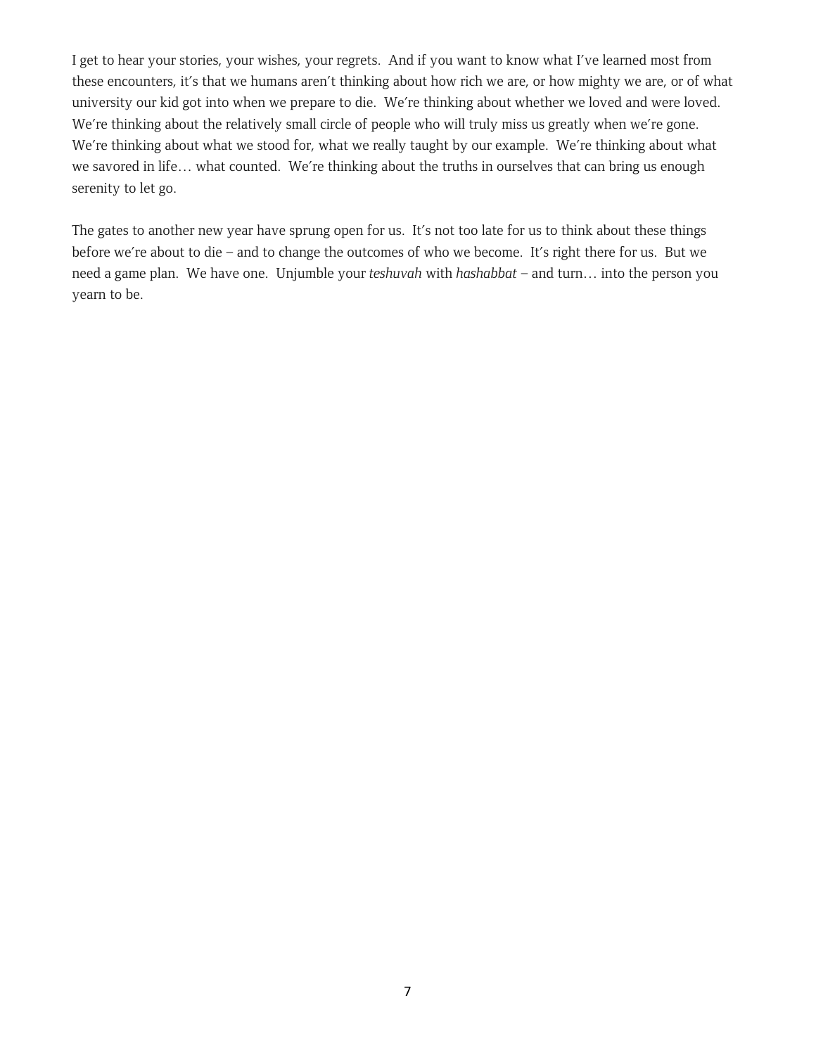I get to hear your stories, your wishes, your regrets. And if you want to know what I've learned most from these encounters, it's that we humans aren't thinking about how rich we are, or how mighty we are, or of what university our kid got into when we prepare to die. We're thinking about whether we loved and were loved. We're thinking about the relatively small circle of people who will truly miss us greatly when we're gone. We're thinking about what we stood for, what we really taught by our example. We're thinking about what we savored in life… what counted. We're thinking about the truths in ourselves that can bring us enough serenity to let go.

The gates to another new year have sprung open for us. It's not too late for us to think about these things before we're about to die – and to change the outcomes of who we become. It's right there for us. But we need a game plan. We have one. Unjumble your *teshuvah* with *hashabbat* – and turn… into the person you yearn to be.